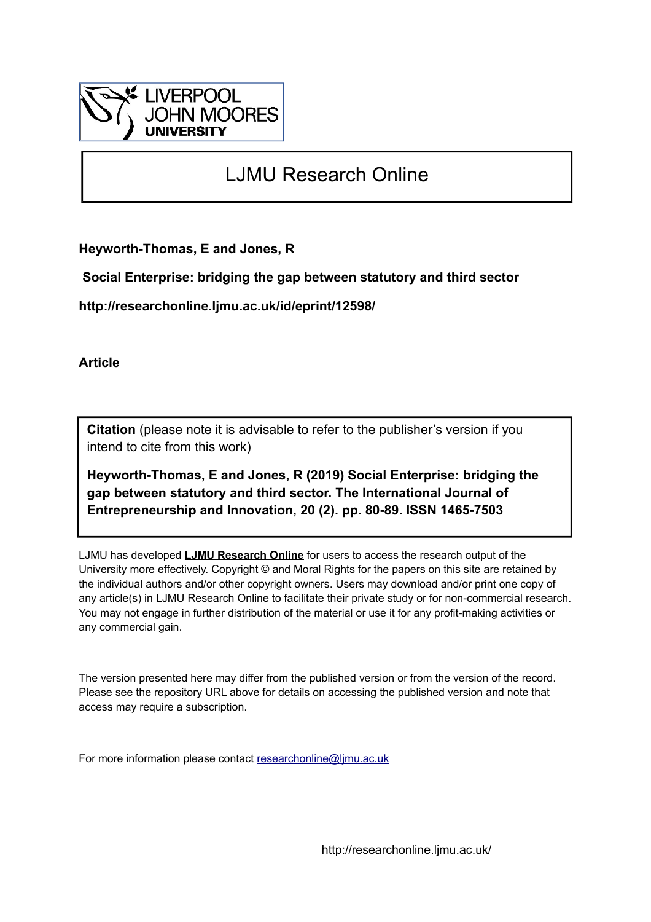LIVERPOOL JOHN MOORES UNIVERSITY

# LJMU Research Online

**Heyworth-Thomas, E and Jones, R**

**Social Enterprise: bridging the gap between statutory and third sector**

**http://researchonline.ljmu.ac.uk/id/eprint/12598/**

**Article**

**Citation** (please note it is advisable to refer to the publisher's version if you intend to cite from this work)

**Heyworth-Thomas, E and Jones, R (2019) Social Enterprise: bridging the gap between statutory and third sector. The International Journal of Entrepreneurship and Innovation, 20 (2). pp. 80-89. ISSN 1465-7503**

LJMU has developed **LJMU Research Online** for users to access the research output of the University more effectively. Copyright © and Moral Rights for the papers on this site are retained by the individual authors and/or other copyright owners. Users may download and/or print one copy of any article(s) in LJMU Research Online to facilitate their private study or for non-commercial research. You may not engage in further distribution of the material or use it for any profit-making activities or any commercial gain.

The version presented here may differ from the published version or from the version of the record. Please see the repository URL above for details on accessing the published version and note that access may require a subscription.

For more information please contact researchonline@ljmu.ac.uk

http://researchonline.ljmu.ac.uk/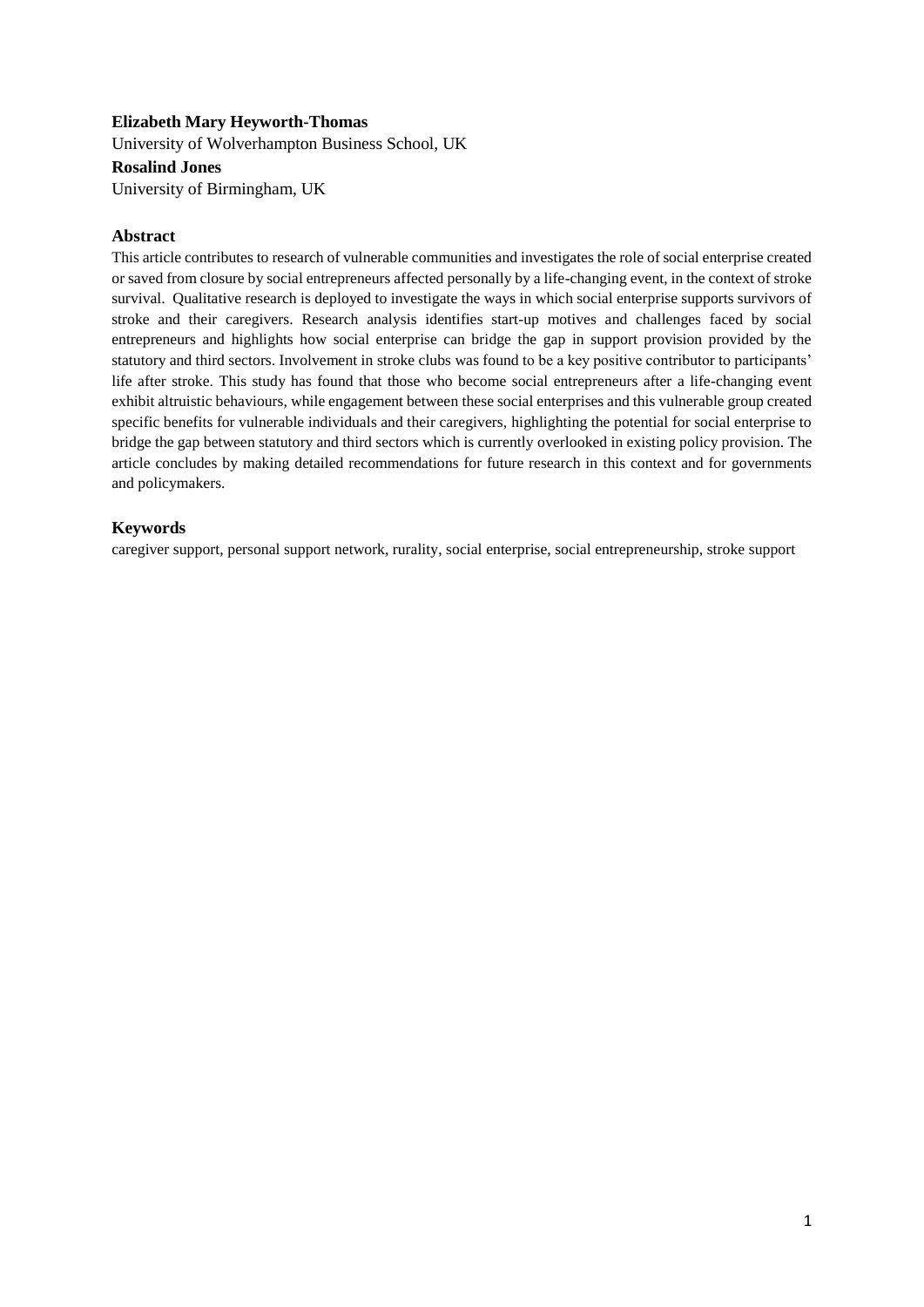**Elizabeth Mary Heyworth-Thomas**

University of Wolverhampton Business School, UK

**Rosalind Jones**

University of Birmingham, UK

## Abstract

This article contributes to research of vulnerable communities and investigates the role of social enterprise created or saved from closure by social entrepreneurs affected personally by a life-changing event, in the context of stroke survival. Qualitative research is deployed to investigate the ways in which social enterprise supports survivors of stroke and their caregivers. Research analysis identifies start-up motives and challenges faced by social entrepreneurs and highlights how social enterprise can bridge the gap in support provision provided by the statutory and third sectors. Involvement in stroke clubs was found to be a key positive contributor to participants' life after stroke. This study has found that those who become social entrepreneurs after a life-changing event exhibit altruistic behaviours, while engagement between these social enterprises and this vulnerable group created specific benefits for vulnerable individuals and their caregivers, highlighting the potential for social enterprise to bridge the gap between statutory and third sectors which is currently overlooked in existing policy provision. The article concludes by making detailed recommendations for future research in this context and for governments and policymakers.

## Keywords

caregiver support, personal support network, rurality, social enterprise, social entrepreneurship, stroke support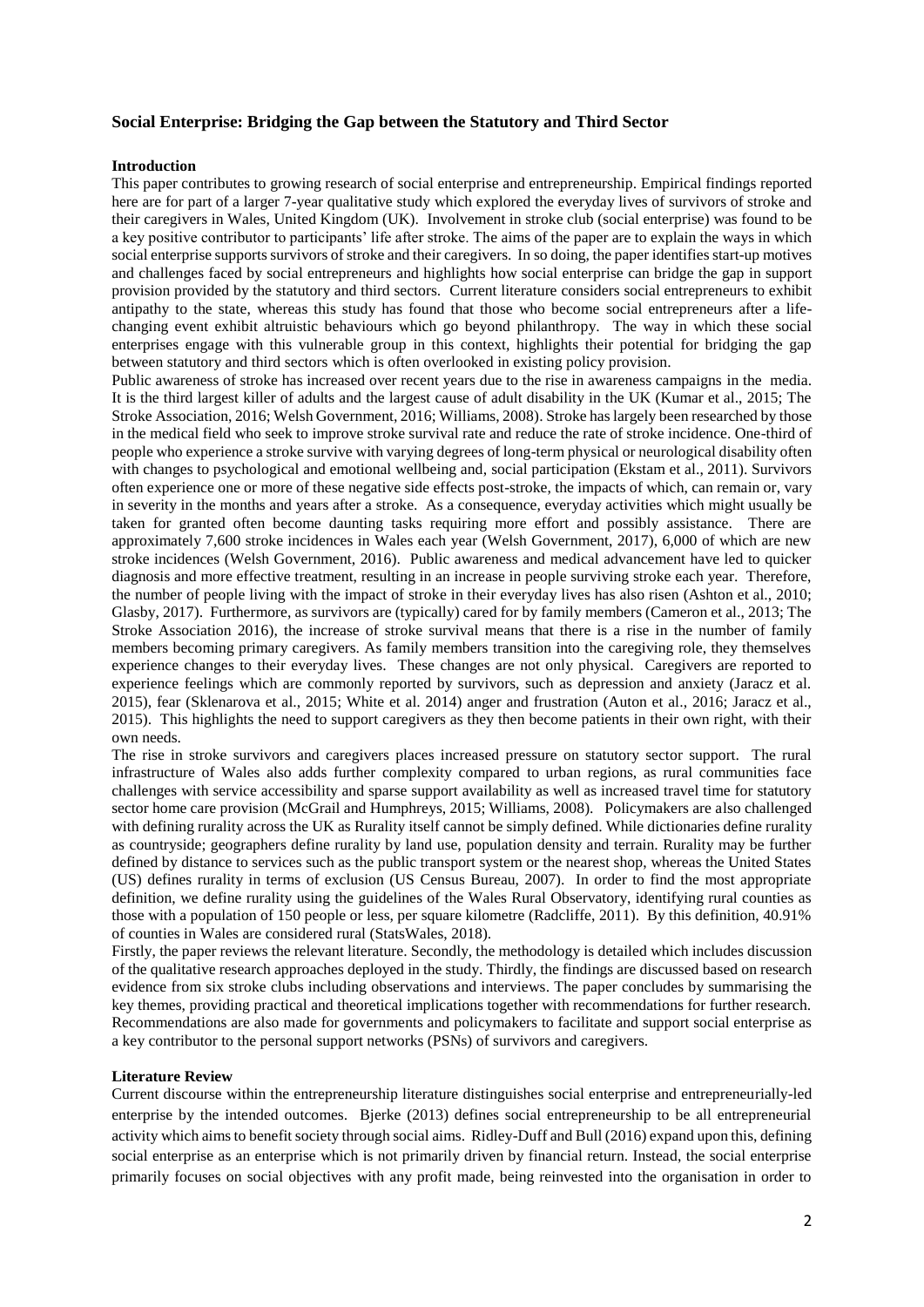### Social Enterprise: Bridging the Gap between the Statutory and Third Sector

#### Introduction

This paper contributes to growing research of social enterprise and entrepreneurship. Empirical findings reported here are for part of a larger 7-year qualitative study which explored the everyday lives of survivors of stroke and their caregivers in Wales, United Kingdom (UK). Involvement in stroke club (social enterprise) was found to be a key positive contributor to participants' life after stroke. The aims of the paper are to explain the ways in which social enterprise supports survivors of stroke and their caregivers. In so doing, the paper identifies start-up motives and challenges faced by social entrepreneurs and highlights how social enterprise can bridge the gap in support provision provided by the statutory and third sectors. Current literature considers social entrepreneurs to exhibit antipathy to the state, whereas this study has found that those who become social entrepreneurs after a life-changing event exhibit altruistic behaviours which go beyond philanthropy. The way in which these social enterprises engage with this vulnerable group in this context, highlights their potential for bridging the gap between statutory and third sectors which is often overlooked in existing policy provision.

Public awareness of stroke has increased over recent years due to the rise in awareness campaigns in the media. It is the third largest killer of adults and the largest cause of adult disability in the UK (Kumar et al., 2015; The Stroke Association, 2016; Welsh Government, 2016; Williams, 2008). Stroke has largely been researched by those in the medical field who seek to improve stroke survival rate and reduce the rate of stroke incidence. One-third of people who experience a stroke survive with varying degrees of long-term physical or neurological disability often with changes to psychological and emotional wellbeing and, social participation (Ekstam et al., 2011). Survivors often experience one or more of these negative side effects post-stroke, the impacts of which, can remain or, vary in severity in the months and years after a stroke. As a consequence, everyday activities which might usually be taken for granted often become daunting tasks requiring more effort and possibly assistance. There are approximately 7,600 stroke incidences in Wales each year (Welsh Government, 2017), 6,000 of which are new stroke incidences (Welsh Government, 2016). Public awareness and medical advancement have led to quicker diagnosis and more effective treatment, resulting in an increase in people surviving stroke each year. Therefore, the number of people living with the impact of stroke in their everyday lives has also risen (Ashton et al., 2010; Glasby, 2017). Furthermore, as survivors are (typically) cared for by family members (Cameron et al., 2013; The Stroke Association 2016), the increase of stroke survival means that there is a rise in the number of family members becoming primary caregivers. As family members transition into the caregiving role, they themselves experience changes to their everyday lives. These changes are not only physical. Caregivers are reported to experience feelings which are commonly reported by survivors, such as depression and anxiety (Jaracz et al. 2015), fear (Sklenarova et al., 2015; White et al. 2014) anger and frustration (Auton et al., 2016; Jaracz et al., 2015). This highlights the need to support caregivers as they then become patients in their own right, with their own needs.

The rise in stroke survivors and caregivers places increased pressure on statutory sector support. The rural infrastructure of Wales also adds further complexity compared to urban regions, as rural communities face challenges with service accessibility and sparse support availability as well as increased travel time for statutory sector home care provision (McGrail and Humphreys, 2015; Williams, 2008). Policymakers are also challenged with defining rurality across the UK as Rurality itself cannot be simply defined. While dictionaries define rurality as countryside; geographers define rurality by land use, population density and terrain. Rurality may be further defined by distance to services such as the public transport system or the nearest shop, whereas the United States (US) defines rurality in terms of exclusion (US Census Bureau, 2007). In order to find the most appropriate definition, we define rurality using the guidelines of the Wales Rural Observatory, identifying rural counties as those with a population of 150 people or less, per square kilometre (Radcliffe, 2011). By this definition, 40.91% of counties in Wales are considered rural (StatsWales, 2018).

Firstly, the paper reviews the relevant literature. Secondly, the methodology is detailed which includes discussion of the qualitative research approaches deployed in the study. Thirdly, the findings are discussed based on research evidence from six stroke clubs including observations and interviews. The paper concludes by summarising the key themes, providing practical and theoretical implications together with recommendations for further research. Recommendations are also made for governments and policymakers to facilitate and support social enterprise as a key contributor to the personal support networks (PSNs) of survivors and caregivers.

#### Literature Review

Current discourse within the entrepreneurship literature distinguishes social enterprise and entrepreneurially-led enterprise by the intended outcomes. Bjerke (2013) defines social entrepreneurship to be all entrepreneurial activity which aims to benefit society through social aims. Ridley-Duff and Bull (2016) expand upon this, defining social enterprise as an enterprise which is not primarily driven by financial return. Instead, the social enterprise primarily focuses on social objectives with any profit made, being reinvested into the organisation in order to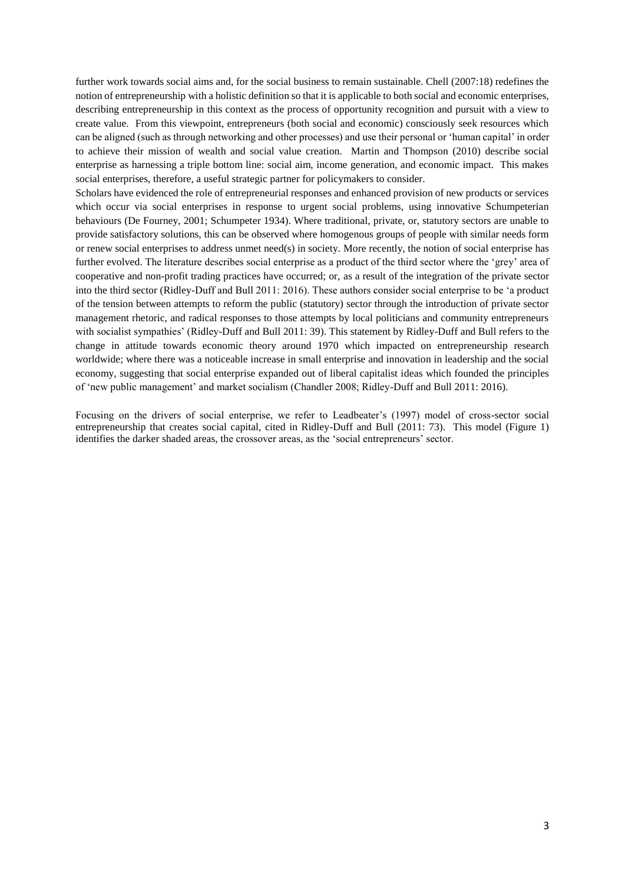further work towards social aims and, for the social business to remain sustainable. Chell (2007:18) redefines the notion of entrepreneurship with a holistic definition so that it is applicable to both social and economic enterprises, describing entrepreneurship in this context as the process of opportunity recognition and pursuit with a view to create value. From this viewpoint, entrepreneurs (both social and economic) consciously seek resources which can be aligned (such as through networking and other processes) and use their personal or 'human capital' in order to achieve their mission of wealth and social value creation. Martin and Thompson (2010) describe social enterprise as harnessing a triple bottom line: social aim, income generation, and economic impact. This makes social enterprises, therefore, a useful strategic partner for policymakers to consider.

Scholars have evidenced the role of entrepreneurial responses and enhanced provision of new products or services which occur via social enterprises in response to urgent social problems, using innovative Schumpeterian behaviours (De Fourney, 2001; Schumpeter 1934). Where traditional, private, or, statutory sectors are unable to provide satisfactory solutions, this can be observed where homogenous groups of people with similar needs form or renew social enterprises to address unmet need(s) in society. More recently, the notion of social enterprise has further evolved. The literature describes social enterprise as a product of the third sector where the 'grey' area of cooperative and non-profit trading practices have occurred; or, as a result of the integration of the private sector into the third sector (Ridley-Duff and Bull 2011: 2016). These authors consider social enterprise to be 'a product of the tension between attempts to reform the public (statutory) sector through the introduction of private sector management rhetoric, and radical responses to those attempts by local politicians and community entrepreneurs with socialist sympathies' (Ridley-Duff and Bull 2011: 39). This statement by Ridley-Duff and Bull refers to the change in attitude towards economic theory around 1970 which impacted on entrepreneurship research worldwide; where there was a noticeable increase in small enterprise and innovation in leadership and the social economy, suggesting that social enterprise expanded out of liberal capitalist ideas which founded the principles of 'new public management' and market socialism (Chandler 2008; Ridley-Duff and Bull 2011: 2016).

Focusing on the drivers of social enterprise, we refer to Leadbeater's (1997) model of cross-sector social entrepreneurship that creates social capital, cited in Ridley-Duff and Bull (2011: 73). This model (Figure 1) identifies the darker shaded areas, the crossover areas, as the 'social entrepreneurs' sector.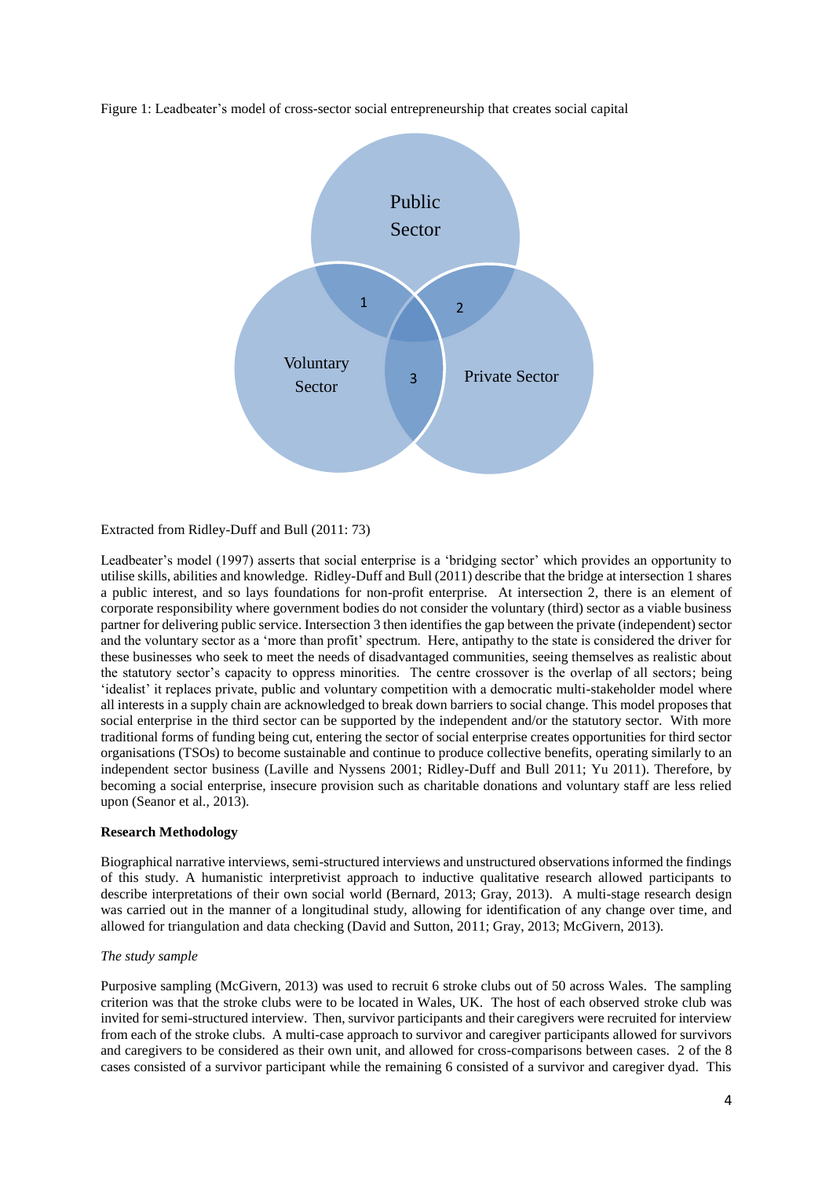Figure 1: Leadbeater's model of cross-sector social entrepreneurship that creates social capital

Extracted from Ridley-Duff and Bull (2011: 73)

Leadbeater's model (1997) asserts that social enterprise is a 'bridging sector' which provides an opportunity to utilise skills, abilities and knowledge. Ridley-Duff and Bull (2011) describe that the bridge at intersection 1 shares a public interest, and so lays foundations for non-profit enterprise. At intersection 2, there is an element of corporate responsibility where government bodies do not consider the voluntary (third) sector as a viable business partner for delivering public service. Intersection 3 then identifies the gap between the private (independent) sector and the voluntary sector as a 'more than profit' spectrum. Here, antipathy to the state is considered the driver for these businesses who seek to meet the needs of disadvantaged communities, seeing themselves as realistic about the statutory sector's capacity to oppress minorities. The centre crossover is the overlap of all sectors; being 'idealist' it replaces private, public and voluntary competition with a democratic multi-stakeholder model where all interests in a supply chain are acknowledged to break down barriers to social change. This model proposes that social enterprise in the third sector can be supported by the independent and/or the statutory sector. With more traditional forms of funding being cut, entering the sector of social enterprise creates opportunities for third sector organisations (TSOs) to become sustainable and continue to produce collective benefits, operating similarly to an independent sector business (Laville and Nyssens 2001; Ridley-Duff and Bull 2011; Yu 2011). Therefore, by becoming a social enterprise, insecure provision such as charitable donations and voluntary staff are less relied upon (Seanor et al., 2013).

**Research Methodology**

Biographical narrative interviews, semi-structured interviews and unstructured observations informed the findings of this study. A humanistic interpretivist approach to inductive qualitative research allowed participants to describe interpretations of their own social world (Bernard, 2013; Gray, 2013). A multi-stage research design was carried out in the manner of a longitudinal study, allowing for identification of any change over time, and allowed for triangulation and data checking (David and Sutton, 2011; Gray, 2013; McGivern, 2013).

*The study sample*

Purposive sampling (McGivern, 2013) was used to recruit 6 stroke clubs out of 50 across Wales. The sampling criterion was that the stroke clubs were to be located in Wales, UK. The host of each observed stroke club was invited for semi-structured interview. Then, survivor participants and their caregivers were recruited for interview from each of the stroke clubs. A multi-case approach to survivor and caregiver participants allowed for survivors and caregivers to be considered as their own unit, and allowed for cross-comparisons between cases. 2 of the 8 cases consisted of a survivor participant while the remaining 6 consisted of a survivor and caregiver dyad. This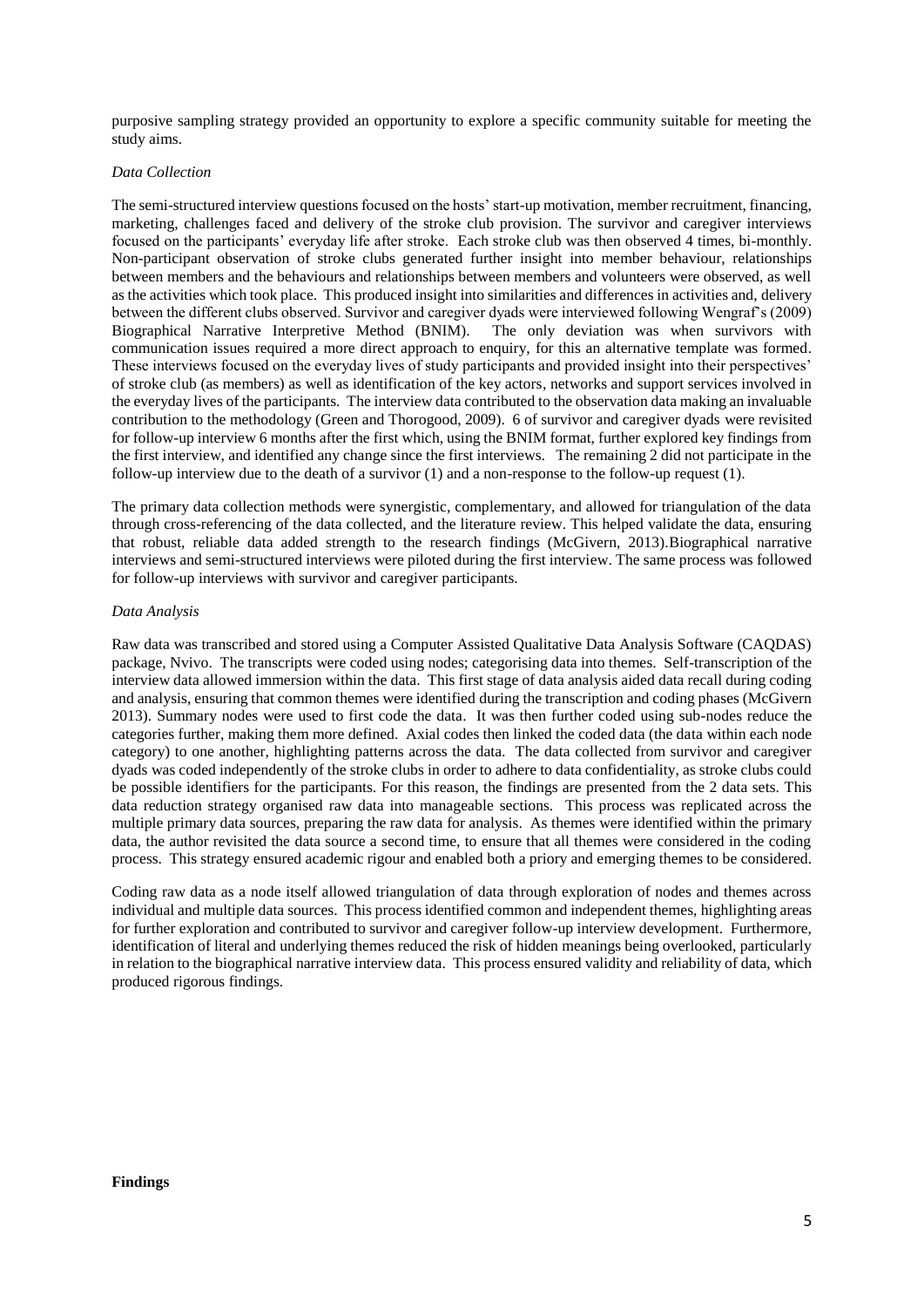purposive sampling strategy provided an opportunity to explore a specific community suitable for meeting the study aims.

*Data Collection*

The semi-structured interview questions focused on the hosts' start-up motivation, member recruitment, financing, marketing, challenges faced and delivery of the stroke club provision. The survivor and caregiver interviews focused on the participants' everyday life after stroke. Each stroke club was then observed 4 times, bi-monthly. Non-participant observation of stroke clubs generated further insight into member behaviour, relationships between members and the behaviours and relationships between members and volunteers were observed, as well as the activities which took place. This produced insight into similarities and differences in activities and, delivery between the different clubs observed. Survivor and caregiver dyads were interviewed following Wengraf's (2009) Biographical Narrative Interpretive Method (BNIM). The only deviation was when survivors with communication issues required a more direct approach to enquiry, for this an alternative template was formed. These interviews focused on the everyday lives of study participants and provided insight into their perspectives' of stroke club (as members) as well as identification of the key actors, networks and support services involved in the everyday lives of the participants. The interview data contributed to the observation data making an invaluable contribution to the methodology (Green and Thorogood, 2009). 6 of survivor and caregiver dyads were revisited for follow-up interview 6 months after the first which, using the BNIM format, further explored key findings from the first interview, and identified any change since the first interviews. The remaining 2 did not participate in the follow-up interview due to the death of a survivor (1) and a non-response to the follow-up request (1).

The primary data collection methods were synergistic, complementary, and allowed for triangulation of the data through cross-referencing of the data collected, and the literature review. This helped validate the data, ensuring that robust, reliable data added strength to the research findings (McGivern, 2013).Biographical narrative interviews and semi-structured interviews were piloted during the first interview. The same process was followed for follow-up interviews with survivor and caregiver participants.

*Data Analysis*

Raw data was transcribed and stored using a Computer Assisted Qualitative Data Analysis Software (CAQDAS) package, Nvivo. The transcripts were coded using nodes; categorising data into themes. Self-transcription of the interview data allowed immersion within the data. This first stage of data analysis aided data recall during coding and analysis, ensuring that common themes were identified during the transcription and coding phases (McGivern 2013). Summary nodes were used to first code the data. It was then further coded using sub-nodes reduce the categories further, making them more defined. Axial codes then linked the coded data (the data within each node category) to one another, highlighting patterns across the data. The data collected from survivor and caregiver dyads was coded independently of the stroke clubs in order to adhere to data confidentiality, as stroke clubs could be possible identifiers for the participants. For this reason, the findings are presented from the 2 data sets. This data reduction strategy organised raw data into manageable sections. This process was replicated across the multiple primary data sources, preparing the raw data for analysis. As themes were identified within the primary data, the author revisited the data source a second time, to ensure that all themes were considered in the coding process. This strategy ensured academic rigour and enabled both a priory and emerging themes to be considered.

Coding raw data as a node itself allowed triangulation of data through exploration of nodes and themes across individual and multiple data sources. This process identified common and independent themes, highlighting areas for further exploration and contributed to survivor and caregiver follow-up interview development. Furthermore, identification of literal and underlying themes reduced the risk of hidden meanings being overlooked, particularly in relation to the biographical narrative interview data. This process ensured validity and reliability of data, which produced rigorous findings.

**Findings**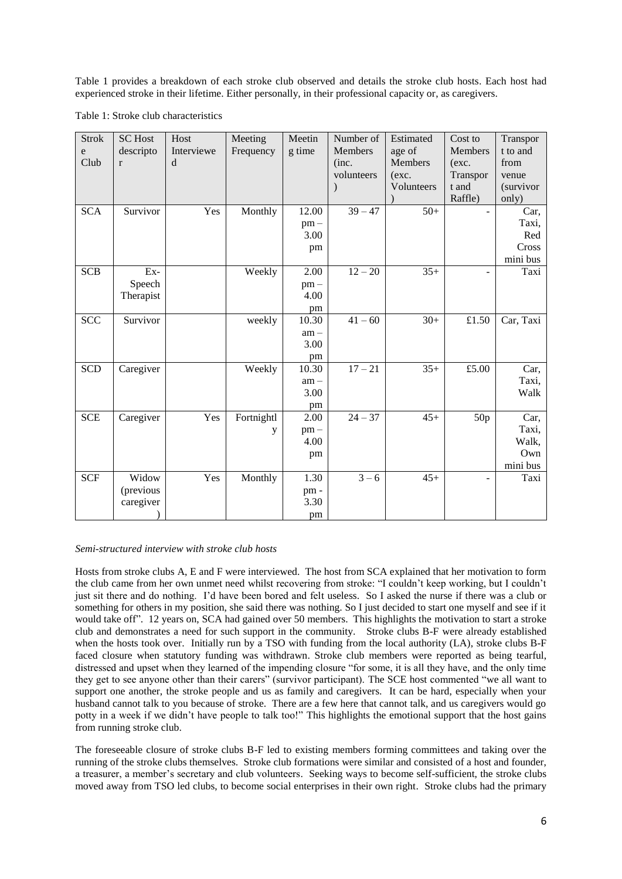Table 1 provides a breakdown of each stroke club observed and details the stroke club hosts. Each host had experienced stroke in their lifetime. Either personally, in their professional capacity or, as caregivers.

Table 1: Stroke club characteristics

| Stroke Club | SC Host descriptor | Host Interviewed | Meeting Frequency | Meeting time | Number of Members (inc. volunteers) | Estimated age of Members (exc. Volunteers) | Cost to Members (exc. Transport and Raffle) | Transport to and from venue (survivor only) |
|---|---|---|---|---|---|---|---|---|
| SCA | Survivor | Yes | Monthly | 12.00 pm – 3.00 pm | 39 – 47 | 50+ | - | Car, Taxi, Red Cross mini bus |
| SCB | Ex-Speech Therapist | | Weekly | 2.00 pm – 4.00 pm | 12 – 20 | 35+ | - | Taxi |
| SCC | Survivor | | weekly | 10.30 am – 3.00 pm | 41 – 60 | 30+ | £1.50 | Car, Taxi |
| SCD | Caregiver | | Weekly | 10.30 am – 3.00 pm | 17 – 21 | 35+ | £5.00 | Car, Taxi, Walk |
| SCE | Caregiver | Yes | Fortnightly | 2.00 pm – 4.00 pm | 24 – 37 | 45+ | 50p | Car, Taxi, Walk, Own mini bus |
| SCF | Widow (previous caregiver) | Yes | Monthly | 1.30 pm - 3.30 pm | 3 – 6 | 45+ | - | Taxi |

*Semi-structured interview with stroke club hosts*

Hosts from stroke clubs A, E and F were interviewed. The host from SCA explained that her motivation to form the club came from her own unmet need whilst recovering from stroke: "I couldn't keep working, but I couldn't just sit there and do nothing. I'd have been bored and felt useless. So I asked the nurse if there was a club or something for others in my position, she said there was nothing. So I just decided to start one myself and see if it would take off". 12 years on, SCA had gained over 50 members. This highlights the motivation to start a stroke club and demonstrates a need for such support in the community. Stroke clubs B-F were already established when the hosts took over. Initially run by a TSO with funding from the local authority (LA), stroke clubs B-F faced closure when statutory funding was withdrawn. Stroke club members were reported as being tearful, distressed and upset when they learned of the impending closure "for some, it is all they have, and the only time they get to see anyone other than their carers" (survivor participant). The SCE host commented "we all want to support one another, the stroke people and us as family and caregivers. It can be hard, especially when your husband cannot talk to you because of stroke. There are a few here that cannot talk, and us caregivers would go potty in a week if we didn't have people to talk too!" This highlights the emotional support that the host gains from running stroke club.

The foreseeable closure of stroke clubs B-F led to existing members forming committees and taking over the running of the stroke clubs themselves. Stroke club formations were similar and consisted of a host and founder, a treasurer, a member's secretary and club volunteers. Seeking ways to become self-sufficient, the stroke clubs moved away from TSO led clubs, to become social enterprises in their own right. Stroke clubs had the primary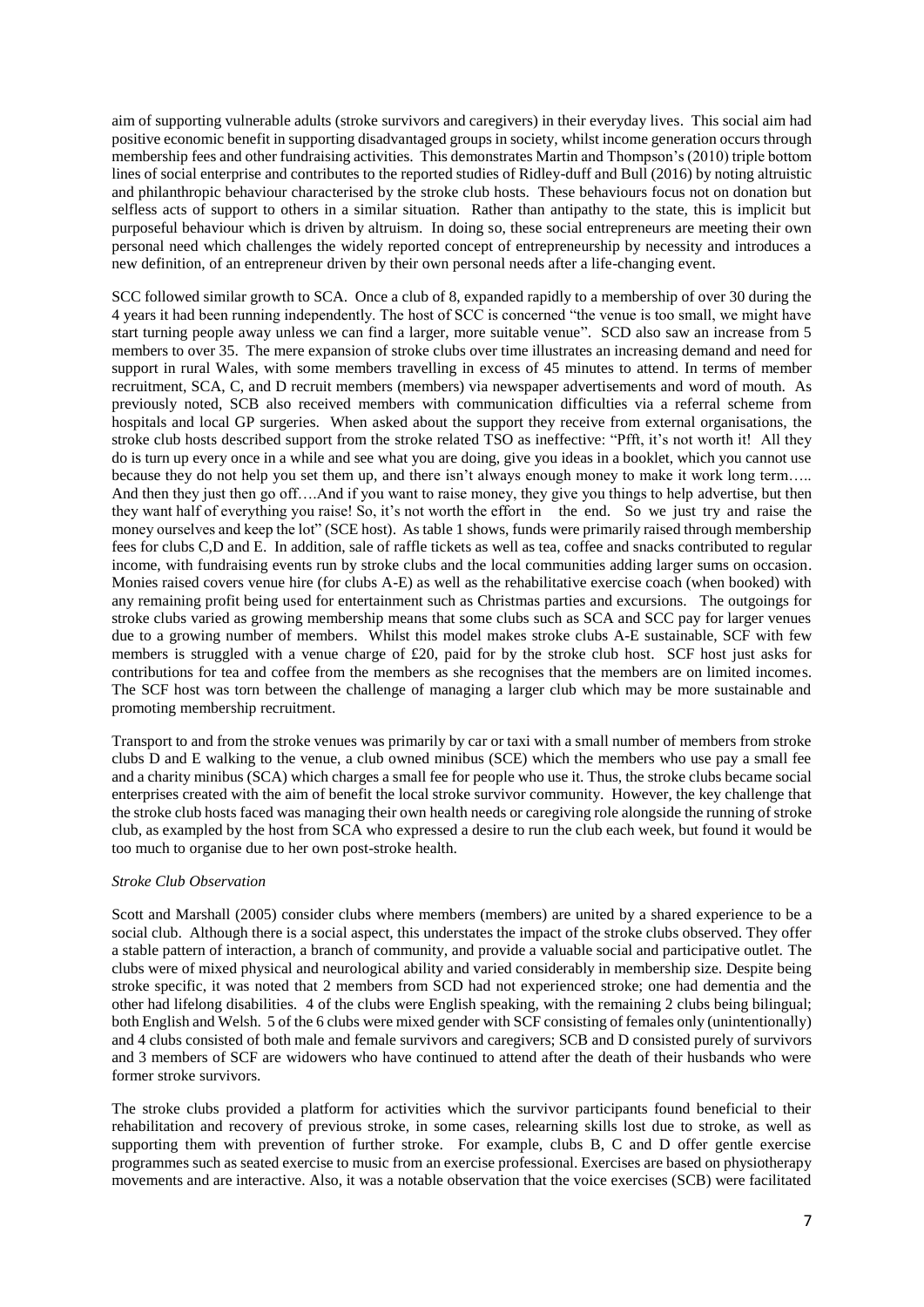aim of supporting vulnerable adults (stroke survivors and caregivers) in their everyday lives. This social aim had positive economic benefit in supporting disadvantaged groups in society, whilst income generation occurs through membership fees and other fundraising activities. This demonstrates Martin and Thompson's (2010) triple bottom lines of social enterprise and contributes to the reported studies of Ridley-duff and Bull (2016) by noting altruistic and philanthropic behaviour characterised by the stroke club hosts. These behaviours focus not on donation but selfless acts of support to others in a similar situation. Rather than antipathy to the state, this is implicit but purposeful behaviour which is driven by altruism. In doing so, these social entrepreneurs are meeting their own personal need which challenges the widely reported concept of entrepreneurship by necessity and introduces a new definition, of an entrepreneur driven by their own personal needs after a life-changing event.

SCC followed similar growth to SCA. Once a club of 8, expanded rapidly to a membership of over 30 during the 4 years it had been running independently. The host of SCC is concerned "the venue is too small, we might have start turning people away unless we can find a larger, more suitable venue". SCD also saw an increase from 5 members to over 35. The mere expansion of stroke clubs over time illustrates an increasing demand and need for support in rural Wales, with some members travelling in excess of 45 minutes to attend. In terms of member recruitment, SCA, C, and D recruit members (members) via newspaper advertisements and word of mouth. As previously noted, SCB also received members with communication difficulties via a referral scheme from hospitals and local GP surgeries. When asked about the support they receive from external organisations, the stroke club hosts described support from the stroke related TSO as ineffective: "Pfft, it's not worth it! All they do is turn up every once in a while and see what you are doing, give you ideas in a booklet, which you cannot use because they do not help you set them up, and there isn't always enough money to make it work long term….. And then they just then go off….And if you want to raise money, they give you things to help advertise, but then they want half of everything you raise! So, it's not worth the effort in the end. So we just try and raise the money ourselves and keep the lot" (SCE host). As table 1 shows, funds were primarily raised through membership fees for clubs C,D and E. In addition, sale of raffle tickets as well as tea, coffee and snacks contributed to regular income, with fundraising events run by stroke clubs and the local communities adding larger sums on occasion. Monies raised covers venue hire (for clubs A-E) as well as the rehabilitative exercise coach (when booked) with any remaining profit being used for entertainment such as Christmas parties and excursions. The outgoings for stroke clubs varied as growing membership means that some clubs such as SCA and SCC pay for larger venues due to a growing number of members. Whilst this model makes stroke clubs A-E sustainable, SCF with few members is struggled with a venue charge of £20, paid for by the stroke club host. SCF host just asks for contributions for tea and coffee from the members as she recognises that the members are on limited incomes. The SCF host was torn between the challenge of managing a larger club which may be more sustainable and promoting membership recruitment.

Transport to and from the stroke venues was primarily by car or taxi with a small number of members from stroke clubs D and E walking to the venue, a club owned minibus (SCE) which the members who use pay a small fee and a charity minibus (SCA) which charges a small fee for people who use it. Thus, the stroke clubs became social enterprises created with the aim of benefit the local stroke survivor community. However, the key challenge that the stroke club hosts faced was managing their own health needs or caregiving role alongside the running of stroke club, as exampled by the host from SCA who expressed a desire to run the club each week, but found it would be too much to organise due to her own post-stroke health.

*Stroke Club Observation*

Scott and Marshall (2005) consider clubs where members (members) are united by a shared experience to be a social club. Although there is a social aspect, this understates the impact of the stroke clubs observed. They offer a stable pattern of interaction, a branch of community, and provide a valuable social and participative outlet. The clubs were of mixed physical and neurological ability and varied considerably in membership size. Despite being stroke specific, it was noted that 2 members from SCD had not experienced stroke; one had dementia and the other had lifelong disabilities. 4 of the clubs were English speaking, with the remaining 2 clubs being bilingual; both English and Welsh. 5 of the 6 clubs were mixed gender with SCF consisting of females only (unintentionally) and 4 clubs consisted of both male and female survivors and caregivers; SCB and D consisted purely of survivors and 3 members of SCF are widowers who have continued to attend after the death of their husbands who were former stroke survivors.

The stroke clubs provided a platform for activities which the survivor participants found beneficial to their rehabilitation and recovery of previous stroke, in some cases, relearning skills lost due to stroke, as well as supporting them with prevention of further stroke. For example, clubs B, C and D offer gentle exercise programmes such as seated exercise to music from an exercise professional. Exercises are based on physiotherapy movements and are interactive. Also, it was a notable observation that the voice exercises (SCB) were facilitated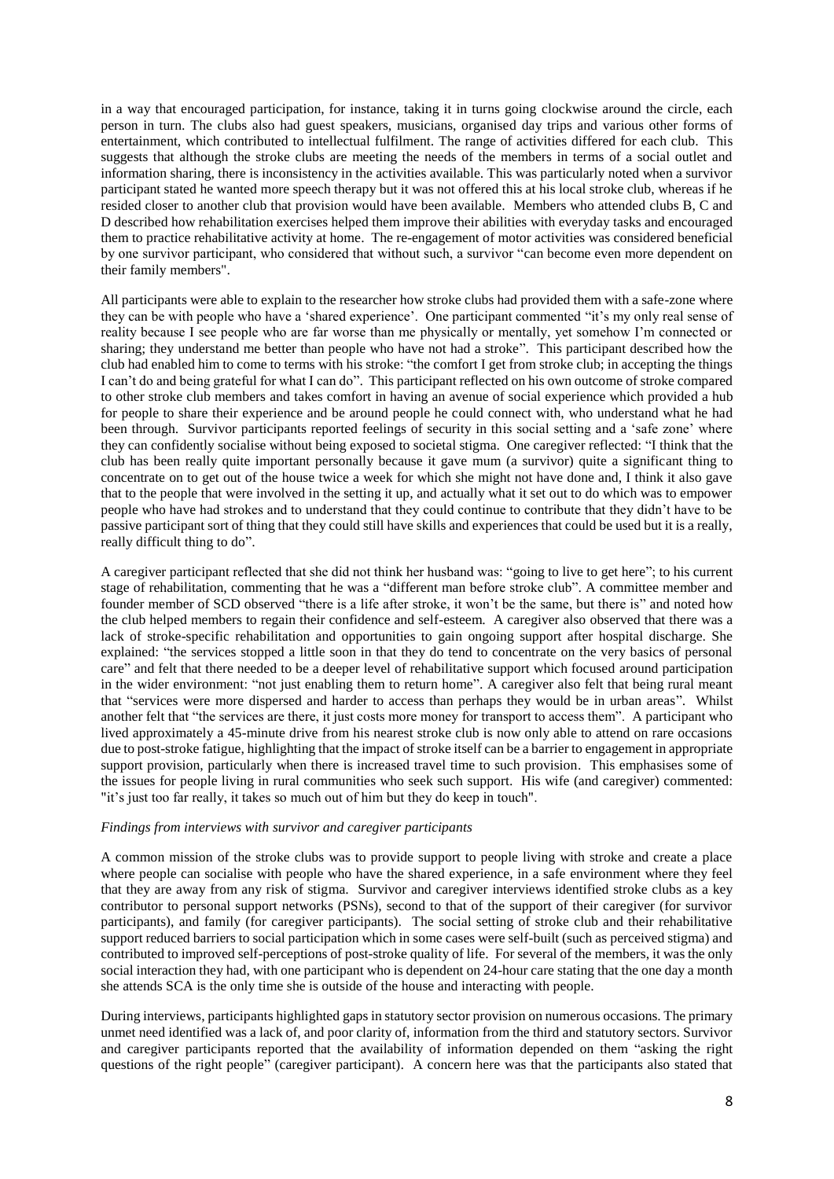in a way that encouraged participation, for instance, taking it in turns going clockwise around the circle, each person in turn. The clubs also had guest speakers, musicians, organised day trips and various other forms of entertainment, which contributed to intellectual fulfilment. The range of activities differed for each club. This suggests that although the stroke clubs are meeting the needs of the members in terms of a social outlet and information sharing, there is inconsistency in the activities available. This was particularly noted when a survivor participant stated he wanted more speech therapy but it was not offered this at his local stroke club, whereas if he resided closer to another club that provision would have been available. Members who attended clubs B, C and D described how rehabilitation exercises helped them improve their abilities with everyday tasks and encouraged them to practice rehabilitative activity at home. The re-engagement of motor activities was considered beneficial by one survivor participant, who considered that without such, a survivor "can become even more dependent on their family members".

All participants were able to explain to the researcher how stroke clubs had provided them with a safe-zone where they can be with people who have a 'shared experience'. One participant commented "it's my only real sense of reality because I see people who are far worse than me physically or mentally, yet somehow I'm connected or sharing; they understand me better than people who have not had a stroke". This participant described how the club had enabled him to come to terms with his stroke: "the comfort I get from stroke club; in accepting the things I can't do and being grateful for what I can do". This participant reflected on his own outcome of stroke compared to other stroke club members and takes comfort in having an avenue of social experience which provided a hub for people to share their experience and be around people he could connect with, who understand what he had been through. Survivor participants reported feelings of security in this social setting and a 'safe zone' where they can confidently socialise without being exposed to societal stigma. One caregiver reflected: "I think that the club has been really quite important personally because it gave mum (a survivor) quite a significant thing to concentrate on to get out of the house twice a week for which she might not have done and, I think it also gave that to the people that were involved in the setting it up, and actually what it set out to do which was to empower people who have had strokes and to understand that they could continue to contribute that they didn't have to be passive participant sort of thing that they could still have skills and experiences that could be used but it is a really, really difficult thing to do".

A caregiver participant reflected that she did not think her husband was: "going to live to get here"; to his current stage of rehabilitation, commenting that he was a "different man before stroke club". A committee member and founder member of SCD observed "there is a life after stroke, it won't be the same, but there is" and noted how the club helped members to regain their confidence and self-esteem. A caregiver also observed that there was a lack of stroke-specific rehabilitation and opportunities to gain ongoing support after hospital discharge. She explained: "the services stopped a little soon in that they do tend to concentrate on the very basics of personal care" and felt that there needed to be a deeper level of rehabilitative support which focused around participation in the wider environment: "not just enabling them to return home". A caregiver also felt that being rural meant that "services were more dispersed and harder to access than perhaps they would be in urban areas". Whilst another felt that "the services are there, it just costs more money for transport to access them". A participant who lived approximately a 45-minute drive from his nearest stroke club is now only able to attend on rare occasions due to post-stroke fatigue, highlighting that the impact of stroke itself can be a barrier to engagement in appropriate support provision, particularly when there is increased travel time to such provision. This emphasises some of the issues for people living in rural communities who seek such support. His wife (and caregiver) commented: "it's just too far really, it takes so much out of him but they do keep in touch".

*Findings from interviews with survivor and caregiver participants*

A common mission of the stroke clubs was to provide support to people living with stroke and create a place where people can socialise with people who have the shared experience, in a safe environment where they feel that they are away from any risk of stigma. Survivor and caregiver interviews identified stroke clubs as a key contributor to personal support networks (PSNs), second to that of the support of their caregiver (for survivor participants), and family (for caregiver participants). The social setting of stroke club and their rehabilitative support reduced barriers to social participation which in some cases were self-built (such as perceived stigma) and contributed to improved self-perceptions of post-stroke quality of life. For several of the members, it was the only social interaction they had, with one participant who is dependent on 24-hour care stating that the one day a month she attends SCA is the only time she is outside of the house and interacting with people.

During interviews, participants highlighted gaps in statutory sector provision on numerous occasions. The primary unmet need identified was a lack of, and poor clarity of, information from the third and statutory sectors. Survivor and caregiver participants reported that the availability of information depended on them "asking the right questions of the right people" (caregiver participant). A concern here was that the participants also stated that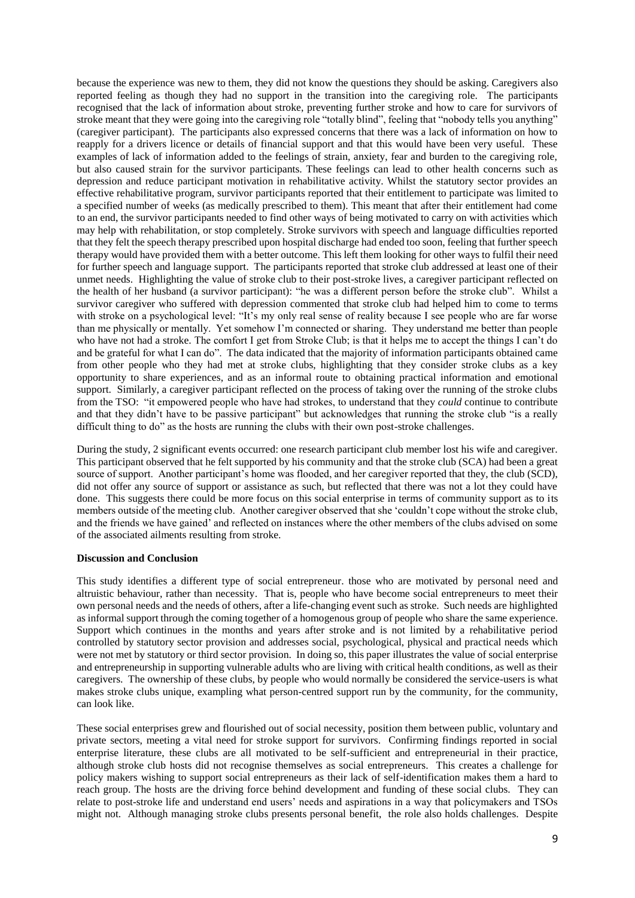because the experience was new to them, they did not know the questions they should be asking. Caregivers also reported feeling as though they had no support in the transition into the caregiving role. The participants recognised that the lack of information about stroke, preventing further stroke and how to care for survivors of stroke meant that they were going into the caregiving role "totally blind", feeling that "nobody tells you anything" (caregiver participant). The participants also expressed concerns that there was a lack of information on how to reapply for a drivers licence or details of financial support and that this would have been very useful. These examples of lack of information added to the feelings of strain, anxiety, fear and burden to the caregiving role, but also caused strain for the survivor participants. These feelings can lead to other health concerns such as depression and reduce participant motivation in rehabilitative activity. Whilst the statutory sector provides an effective rehabilitative program, survivor participants reported that their entitlement to participate was limited to a specified number of weeks (as medically prescribed to them). This meant that after their entitlement had come to an end, the survivor participants needed to find other ways of being motivated to carry on with activities which may help with rehabilitation, or stop completely. Stroke survivors with speech and language difficulties reported that they felt the speech therapy prescribed upon hospital discharge had ended too soon, feeling that further speech therapy would have provided them with a better outcome. This left them looking for other ways to fulfil their need for further speech and language support. The participants reported that stroke club addressed at least one of their unmet needs. Highlighting the value of stroke club to their post-stroke lives, a caregiver participant reflected on the health of her husband (a survivor participant): "he was a different person before the stroke club". Whilst a survivor caregiver who suffered with depression commented that stroke club had helped him to come to terms with stroke on a psychological level: "It's my only real sense of reality because I see people who are far worse than me physically or mentally. Yet somehow I'm connected or sharing. They understand me better than people who have not had a stroke. The comfort I get from Stroke Club; is that it helps me to accept the things I can't do and be grateful for what I can do". The data indicated that the majority of information participants obtained came from other people who they had met at stroke clubs, highlighting that they consider stroke clubs as a key opportunity to share experiences, and as an informal route to obtaining practical information and emotional support. Similarly, a caregiver participant reflected on the process of taking over the running of the stroke clubs from the TSO: "it empowered people who have had strokes, to understand that they *could* continue to contribute and that they didn't have to be passive participant" but acknowledges that running the stroke club "is a really difficult thing to do" as the hosts are running the clubs with their own post-stroke challenges.

During the study, 2 significant events occurred: one research participant club member lost his wife and caregiver. This participant observed that he felt supported by his community and that the stroke club (SCA) had been a great source of support. Another participant's home was flooded, and her caregiver reported that they, the club (SCD), did not offer any source of support or assistance as such, but reflected that there was not a lot they could have done. This suggests there could be more focus on this social enterprise in terms of community support as to its members outside of the meeting club. Another caregiver observed that she 'couldn't cope without the stroke club, and the friends we have gained' and reflected on instances where the other members of the clubs advised on some of the associated ailments resulting from stroke.

**Discussion and Conclusion**

This study identifies a different type of social entrepreneur. those who are motivated by personal need and altruistic behaviour, rather than necessity. That is, people who have become social entrepreneurs to meet their own personal needs and the needs of others, after a life-changing event such as stroke. Such needs are highlighted as informal support through the coming together of a homogenous group of people who share the same experience. Support which continues in the months and years after stroke and is not limited by a rehabilitative period controlled by statutory sector provision and addresses social, psychological, physical and practical needs which were not met by statutory or third sector provision. In doing so, this paper illustrates the value of social enterprise and entrepreneurship in supporting vulnerable adults who are living with critical health conditions, as well as their caregivers. The ownership of these clubs, by people who would normally be considered the service-users is what makes stroke clubs unique, exampling what person-centred support run by the community, for the community, can look like.

These social enterprises grew and flourished out of social necessity, position them between public, voluntary and private sectors, meeting a vital need for stroke support for survivors. Confirming findings reported in social enterprise literature, these clubs are all motivated to be self-sufficient and entrepreneurial in their practice, although stroke club hosts did not recognise themselves as social entrepreneurs. This creates a challenge for policy makers wishing to support social entrepreneurs as their lack of self-identification makes them a hard to reach group. The hosts are the driving force behind development and funding of these social clubs. They can relate to post-stroke life and understand end users' needs and aspirations in a way that policymakers and TSOs might not. Although managing stroke clubs presents personal benefit, the role also holds challenges. Despite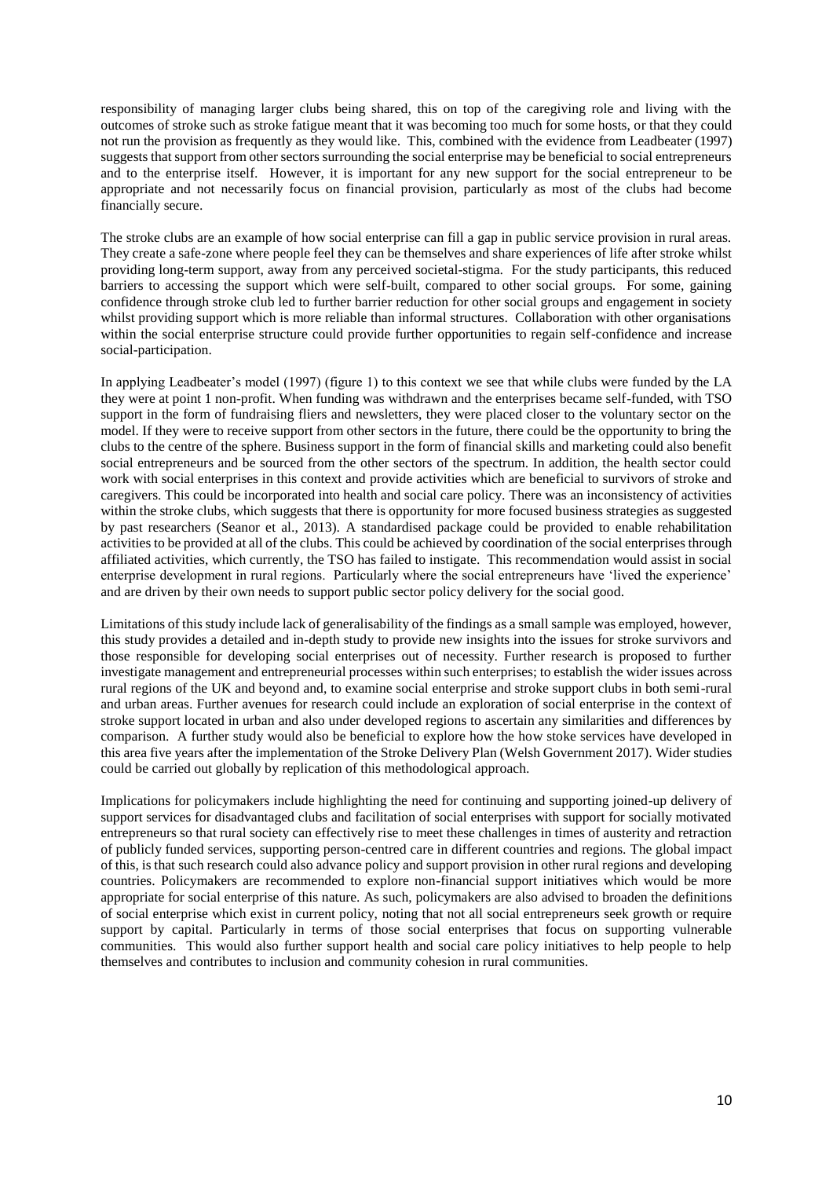responsibility of managing larger clubs being shared, this on top of the caregiving role and living with the outcomes of stroke such as stroke fatigue meant that it was becoming too much for some hosts, or that they could not run the provision as frequently as they would like. This, combined with the evidence from Leadbeater (1997) suggests that support from other sectors surrounding the social enterprise may be beneficial to social entrepreneurs and to the enterprise itself. However, it is important for any new support for the social entrepreneur to be appropriate and not necessarily focus on financial provision, particularly as most of the clubs had become financially secure.

The stroke clubs are an example of how social enterprise can fill a gap in public service provision in rural areas. They create a safe-zone where people feel they can be themselves and share experiences of life after stroke whilst providing long-term support, away from any perceived societal-stigma. For the study participants, this reduced barriers to accessing the support which were self-built, compared to other social groups. For some, gaining confidence through stroke club led to further barrier reduction for other social groups and engagement in society whilst providing support which is more reliable than informal structures. Collaboration with other organisations within the social enterprise structure could provide further opportunities to regain self-confidence and increase social-participation.

In applying Leadbeater's model (1997) (figure 1) to this context we see that while clubs were funded by the LA they were at point 1 non-profit. When funding was withdrawn and the enterprises became self-funded, with TSO support in the form of fundraising fliers and newsletters, they were placed closer to the voluntary sector on the model. If they were to receive support from other sectors in the future, there could be the opportunity to bring the clubs to the centre of the sphere. Business support in the form of financial skills and marketing could also benefit social entrepreneurs and be sourced from the other sectors of the spectrum. In addition, the health sector could work with social enterprises in this context and provide activities which are beneficial to survivors of stroke and caregivers. This could be incorporated into health and social care policy. There was an inconsistency of activities within the stroke clubs, which suggests that there is opportunity for more focused business strategies as suggested by past researchers (Seanor et al., 2013). A standardised package could be provided to enable rehabilitation activities to be provided at all of the clubs. This could be achieved by coordination of the social enterprises through affiliated activities, which currently, the TSO has failed to instigate. This recommendation would assist in social enterprise development in rural regions. Particularly where the social entrepreneurs have 'lived the experience' and are driven by their own needs to support public sector policy delivery for the social good.

Limitations of this study include lack of generalisability of the findings as a small sample was employed, however, this study provides a detailed and in-depth study to provide new insights into the issues for stroke survivors and those responsible for developing social enterprises out of necessity. Further research is proposed to further investigate management and entrepreneurial processes within such enterprises; to establish the wider issues across rural regions of the UK and beyond and, to examine social enterprise and stroke support clubs in both semi-rural and urban areas. Further avenues for research could include an exploration of social enterprise in the context of stroke support located in urban and also under developed regions to ascertain any similarities and differences by comparison. A further study would also be beneficial to explore how the how stoke services have developed in this area five years after the implementation of the Stroke Delivery Plan (Welsh Government 2017). Wider studies could be carried out globally by replication of this methodological approach.

Implications for policymakers include highlighting the need for continuing and supporting joined-up delivery of support services for disadvantaged clubs and facilitation of social enterprises with support for socially motivated entrepreneurs so that rural society can effectively rise to meet these challenges in times of austerity and retraction of publicly funded services, supporting person-centred care in different countries and regions. The global impact of this, is that such research could also advance policy and support provision in other rural regions and developing countries. Policymakers are recommended to explore non-financial support initiatives which would be more appropriate for social enterprise of this nature. As such, policymakers are also advised to broaden the definitions of social enterprise which exist in current policy, noting that not all social entrepreneurs seek growth or require support by capital. Particularly in terms of those social enterprises that focus on supporting vulnerable communities. This would also further support health and social care policy initiatives to help people to help themselves and contributes to inclusion and community cohesion in rural communities.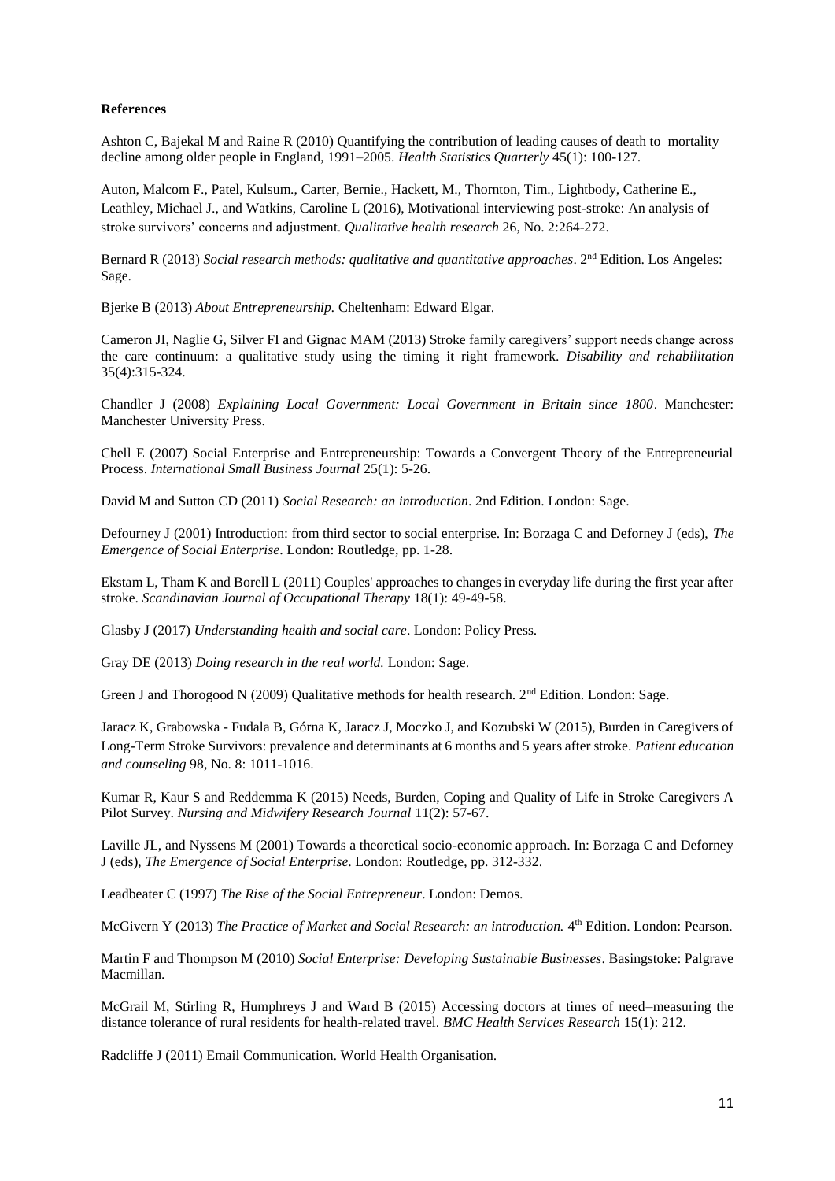**References**

Ashton C, Bajekal M and Raine R (2010) Quantifying the contribution of leading causes of death to mortality decline among older people in England, 1991–2005. *Health Statistics Quarterly* 45(1): 100-127.

Auton, Malcom F., Patel, Kulsum., Carter, Bernie., Hackett, M., Thornton, Tim., Lightbody, Catherine E., Leathley, Michael J., and Watkins, Caroline L (2016), Motivational interviewing post-stroke: An analysis of stroke survivors' concerns and adjustment. *Qualitative health research* 26, No. 2:264-272.

Bernard R (2013) *Social research methods: qualitative and quantitative approaches*. 2nd Edition. Los Angeles: Sage.

Bjerke B (2013) *About Entrepreneurship.* Cheltenham: Edward Elgar.

Cameron JI, Naglie G, Silver FI and Gignac MAM (2013) Stroke family caregivers' support needs change across the care continuum: a qualitative study using the timing it right framework. *Disability and rehabilitation* 35(4):315-324.

Chandler J (2008) *Explaining Local Government: Local Government in Britain since 1800*. Manchester: Manchester University Press.

Chell E (2007) Social Enterprise and Entrepreneurship: Towards a Convergent Theory of the Entrepreneurial Process. *International Small Business Journal* 25(1): 5-26.

David M and Sutton CD (2011) *Social Research: an introduction*. 2nd Edition. London: Sage.

Defourney J (2001) Introduction: from third sector to social enterprise. In: Borzaga C and Deforney J (eds), *The Emergence of Social Enterprise*. London: Routledge, pp. 1-28.

Ekstam L, Tham K and Borell L (2011) Couples' approaches to changes in everyday life during the first year after stroke. *Scandinavian Journal of Occupational Therapy* 18(1): 49-49-58.

Glasby J (2017) *Understanding health and social care*. London: Policy Press.

Gray DE (2013) *Doing research in the real world.* London: Sage.

Green J and Thorogood N (2009) Qualitative methods for health research. 2nd Edition. London: Sage.

Jaracz K, Grabowska - Fudala B, Górna K, Jaracz J, Moczko J, and Kozubski W (2015), Burden in Caregivers of Long-Term Stroke Survivors: prevalence and determinants at 6 months and 5 years after stroke. *Patient education and counseling* 98, No. 8: 1011-1016.

Kumar R, Kaur S and Reddemma K (2015) Needs, Burden, Coping and Quality of Life in Stroke Caregivers A Pilot Survey. *Nursing and Midwifery Research Journal* 11(2): 57-67.

Laville JL, and Nyssens M (2001) Towards a theoretical socio-economic approach. In: Borzaga C and Deforney J (eds), *The Emergence of Social Enterprise*. London: Routledge, pp. 312-332.

Leadbeater C (1997) *The Rise of the Social Entrepreneur*. London: Demos.

McGivern Y (2013) *The Practice of Market and Social Research: an introduction.* 4th Edition. London: Pearson.

Martin F and Thompson M (2010) *Social Enterprise: Developing Sustainable Businesses*. Basingstoke: Palgrave Macmillan.

McGrail M, Stirling R, Humphreys J and Ward B (2015) Accessing doctors at times of need–measuring the distance tolerance of rural residents for health-related travel. *BMC Health Services Research* 15(1): 212.

Radcliffe J (2011) Email Communication. World Health Organisation.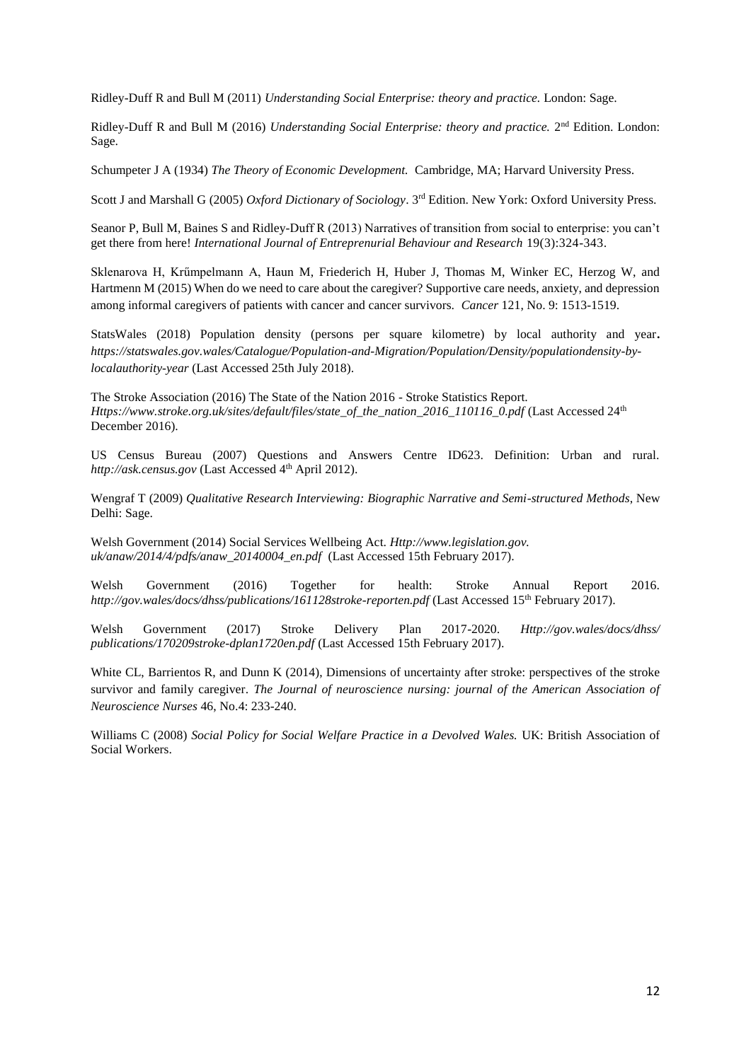Ridley-Duff R and Bull M (2011) *Understanding Social Enterprise: theory and practice.* London: Sage.

Ridley-Duff R and Bull M (2016) *Understanding Social Enterprise: theory and practice.* 2nd Edition. London: Sage.

Schumpeter J A (1934) *The Theory of Economic Development.* Cambridge, MA; Harvard University Press.

Scott J and Marshall G (2005) *Oxford Dictionary of Sociology*. 3rd Edition. New York: Oxford University Press.

Seanor P, Bull M, Baines S and Ridley-Duff R (2013) Narratives of transition from social to enterprise: you can't get there from here! *International Journal of Entreprenurial Behaviour and Research* 19(3):324-343.

Sklenarova H, Krűmpelmann A, Haun M, Friederich H, Huber J, Thomas M, Winker EC, Herzog W, and Hartmenn M (2015) When do we need to care about the caregiver? Supportive care needs, anxiety, and depression among informal caregivers of patients with cancer and cancer survivors. *Cancer* 121, No. 9: 1513-1519.

StatsWales (2018) Population density (persons per square kilometre) by local authority and year. *https://statswales.gov.wales/Catalogue/Population-and-Migration/Population/Density/populationdensity-by-localauthority-year* (Last Accessed 25th July 2018).

The Stroke Association (2016) The State of the Nation 2016 - Stroke Statistics Report. *Https://www.stroke.org.uk/sites/default/files/state_of_the_nation_2016_110116_0.pdf* (Last Accessed 24th December 2016).

US Census Bureau (2007) Questions and Answers Centre ID623. Definition: Urban and rural. *http://ask.census.gov* (Last Accessed 4th April 2012).

Wengraf T (2009) *Qualitative Research Interviewing: Biographic Narrative and Semi-structured Methods*, New Delhi: Sage.

Welsh Government (2014) Social Services Wellbeing Act. *Http://www.legislation.gov.uk/anaw/2014/4/pdfs/anaw_20140004_en.pdf* (Last Accessed 15th February 2017).

Welsh Government (2016) Together for health: Stroke Annual Report 2016. *http://gov.wales/docs/dhss/publications/161128stroke-reporten.pdf* (Last Accessed 15th February 2017).

Welsh Government (2017) Stroke Delivery Plan 2017-2020. *Http://gov.wales/docs/dhss/publications/170209stroke-dplan1720en.pdf* (Last Accessed 15th February 2017).

White CL, Barrientos R, and Dunn K (2014), Dimensions of uncertainty after stroke: perspectives of the stroke survivor and family caregiver. *The Journal of neuroscience nursing: journal of the American Association of Neuroscience Nurses* 46, No.4: 233-240.

Williams C (2008) *Social Policy for Social Welfare Practice in a Devolved Wales.* UK: British Association of Social Workers.